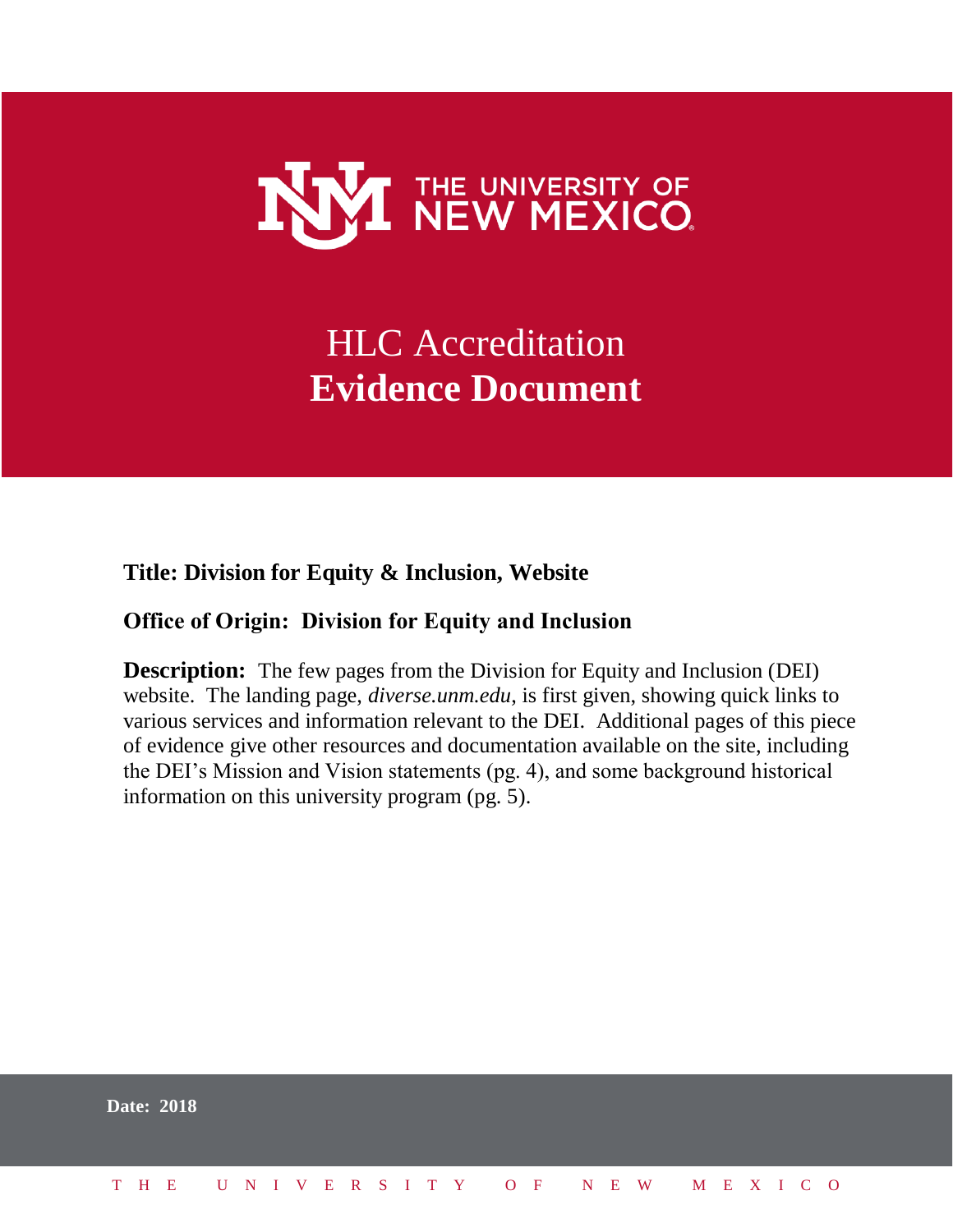THE UNIVERSITY OF NEW MEXICO

# HLC Accreditation
# **Evidence Document**

**Title: Division for Equity & Inclusion, Website**

**Office of Origin: Division for Equity and Inclusion**

**Description:** The few pages from the Division for Equity and Inclusion (DEI) website. The landing page, *diverse.unm.edu,* is first given, showing quick links to various services and information relevant to the DEI. Additional pages of this piece of evidence give other resources and documentation available on the site, including the DEI's Mission and Vision statements (pg. 4), and some background historical information on this university program (pg. 5).

**Date: 2018**

THE UNIVERSITY OF NEW MEXICO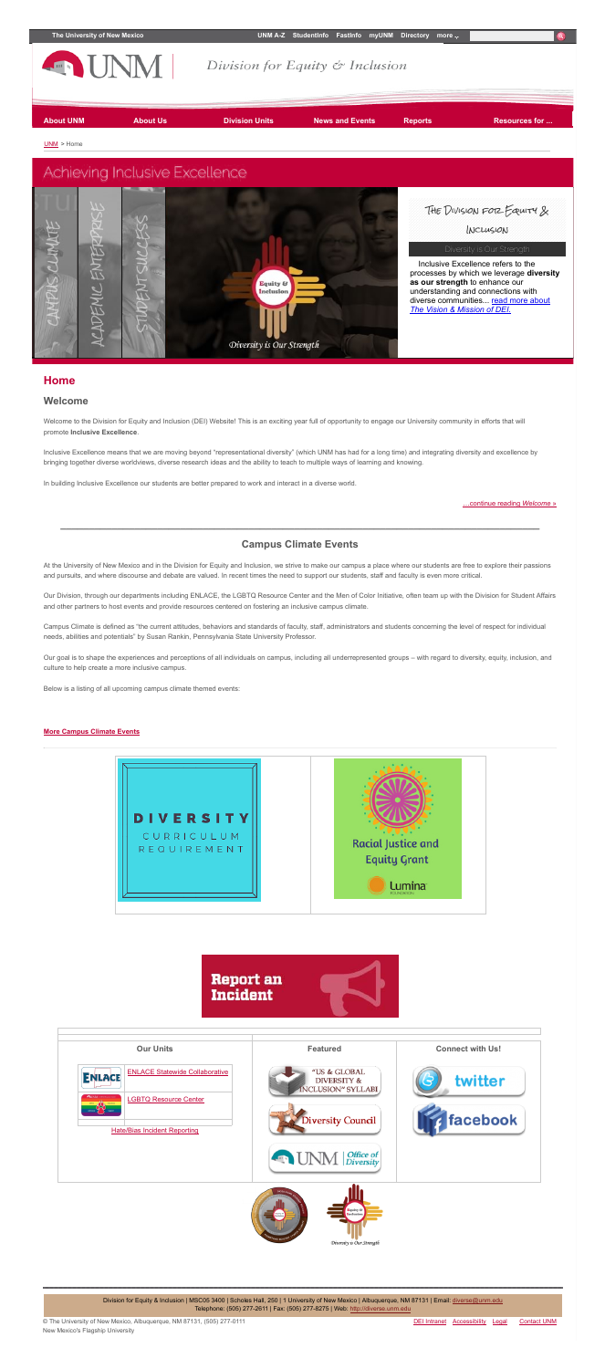The University of New Mexico | UNM A-Z | StudentInfo | FastInfo | myUNM | Directory | more

# UNM | Division for Equity & Inclusion

About UNM | About Us | Division Units | News and Events | Reports | Resources for ...

UNM > Home

## Achieving Inclusive Excellence

CAMPUS CLIMATE | ACADEMIC ENTERPRISE | STUDENT SUCCESS

Equity & Inclusion

*Diversity is Our Strength*

THE DIVISION FOR EQUITY & INCLUSION

Diversity is Our Strength

Inclusive Excellence refers to the processes by which we leverage **diversity as our strength** to enhance our understanding and connections with diverse communities... read more about *The Vision & Mission of DEI.*

## Home

### Welcome

Welcome to the Division for Equity and Inclusion (DEI) Website! This is an exciting year full of opportunity to engage our University community in efforts that will promote **Inclusive Excellence**.

Inclusive Excellence means that we are moving beyond "representational diversity" (which UNM has had for a long time) and integrating diversity and excellence by bringing together diverse worldviews, diverse research ideas and the ability to teach to multiple ways of learning and knowing.

In building Inclusive Excellence our students are better prepared to work and interact in a diverse world.

…continue reading *Welcome* »

### Campus Climate Events

At the University of New Mexico and in the Division for Equity and Inclusion, we strive to make our campus a place where our students are free to explore their passions and pursuits, and where discourse and debate are valued. In recent times the need to support our students, staff and faculty is even more critical.

Our Division, through our departments including ENLACE, the LGBTQ Resource Center and the Men of Color Initiative, often team up with the Division for Student Affairs and other partners to host events and provide resources centered on fostering an inclusive campus climate.

Campus Climate is defined as "the current attitudes, behaviors and standards of faculty, staff, administrators and students concerning the level of respect for individual needs, abilities and potentials" by Susan Rankin, Pennsylvania State University Professor.

Our goal is to shape the experiences and perceptions of all individuals on campus, including all underrepresented groups – with regard to diversity, equity, inclusion, and culture to help create a more inclusive campus.

Below is a listing of all upcoming campus climate themed events:

**More Campus Climate Events**

DIVERSITY CURRICULUM REQUIREMENT

Racial Justice and Equity Grant

Lumina

Report an Incident

| Our Units | Featured | Connect with Us! |
|---|---|---|
| ENLACE Statewide Collaborative | "US & GLOBAL DIVERSITY & INCLUSION" SYLLABI | twitter |
| LGBTQ Resource Center | Diversity Council | facebook |
| Hate/Bias Incident Reporting | UNM Office of Diversity | |

*Diversity is Our Strength*

Division for Equity & Inclusion | MSC05 3400 | Scholes Hall, 250 | 1 University of New Mexico | Albuquerque, NM 87131 | Email: diverse@unm.edu
Telephone: (505) 277-2611 | Fax: (505) 277-8275 | Web: http://diverse.unm.edu

© The University of New Mexico, Albuquerque, NM 87131, (505) 277-0111
New Mexico's Flagship University

DEI Intranet | Accessibility | Legal | Contact UNM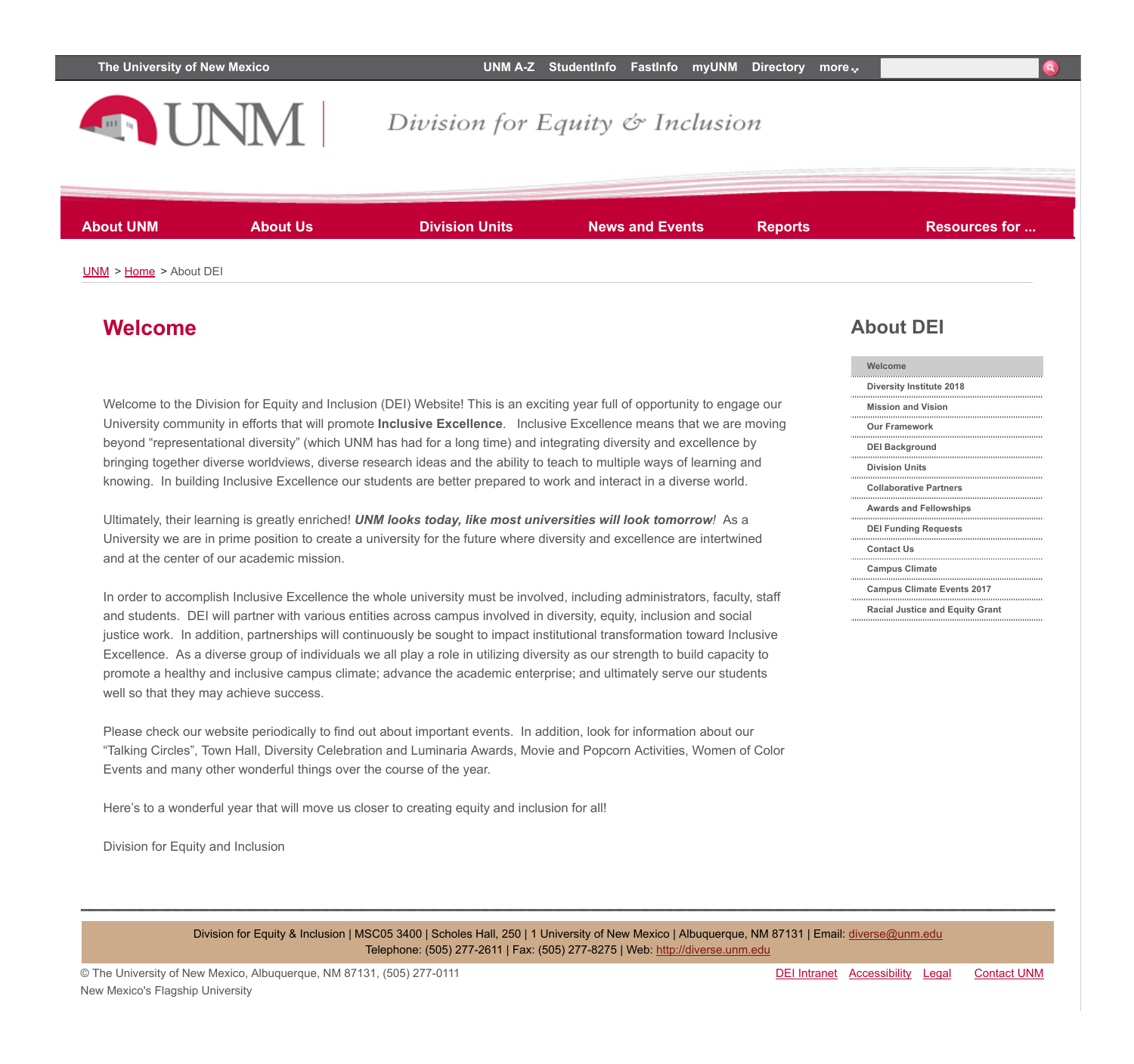The University of New Mexico | UNM A-Z | StudentInfo | FastInfo | myUNM | Directory | more

UNM | Division for Equity & Inclusion

About UNM | About Us | Division Units | News and Events | Reports | Resources for ...

UNM > Home > About DEI

# Welcome

Welcome to the Division for Equity and Inclusion (DEI) Website! This is an exciting year full of opportunity to engage our University community in efforts that will promote **Inclusive Excellence**. Inclusive Excellence means that we are moving beyond "representational diversity" (which UNM has had for a long time) and integrating diversity and excellence by bringing together diverse worldviews, diverse research ideas and the ability to teach to multiple ways of learning and knowing. In building Inclusive Excellence our students are better prepared to work and interact in a diverse world.

Ultimately, their learning is greatly enriched! ***UNM looks today, like most universities will look tomorrow****!* As a University we are in prime position to create a university for the future where diversity and excellence are intertwined and at the center of our academic mission.

In order to accomplish Inclusive Excellence the whole university must be involved, including administrators, faculty, staff and students. DEI will partner with various entities across campus involved in diversity, equity, inclusion and social justice work. In addition, partnerships will continuously be sought to impact institutional transformation toward Inclusive Excellence. As a diverse group of individuals we all play a role in utilizing diversity as our strength to build capacity to promote a healthy and inclusive campus climate; advance the academic enterprise; and ultimately serve our students well so that they may achieve success.

Please check our website periodically to find out about important events. In addition, look for information about our "Talking Circles", Town Hall, Diversity Celebration and Luminaria Awards, Movie and Popcorn Activities, Women of Color Events and many other wonderful things over the course of the year.

Here's to a wonderful year that will move us closer to creating equity and inclusion for all!

Division for Equity and Inclusion

## About DEI

- Welcome
- Diversity Institute 2018
- Mission and Vision
- Our Framework
- DEI Background
- Division Units
- Collaborative Partners
- Awards and Fellowships
- DEI Funding Requests
- Contact Us
- Campus Climate
- Campus Climate Events 2017
- Racial Justice and Equity Grant

Division for Equity & Inclusion | MSC05 3400 | Scholes Hall, 250 | 1 University of New Mexico | Albuquerque, NM 87131 | Email: diverse@unm.edu
Telephone: (505) 277-2611 | Fax: (505) 277-8275 | Web: http://diverse.unm.edu

© The University of New Mexico, Albuquerque, NM 87131, (505) 277-0111
New Mexico's Flagship University

DEI Intranet | Accessibility | Legal | Contact UNM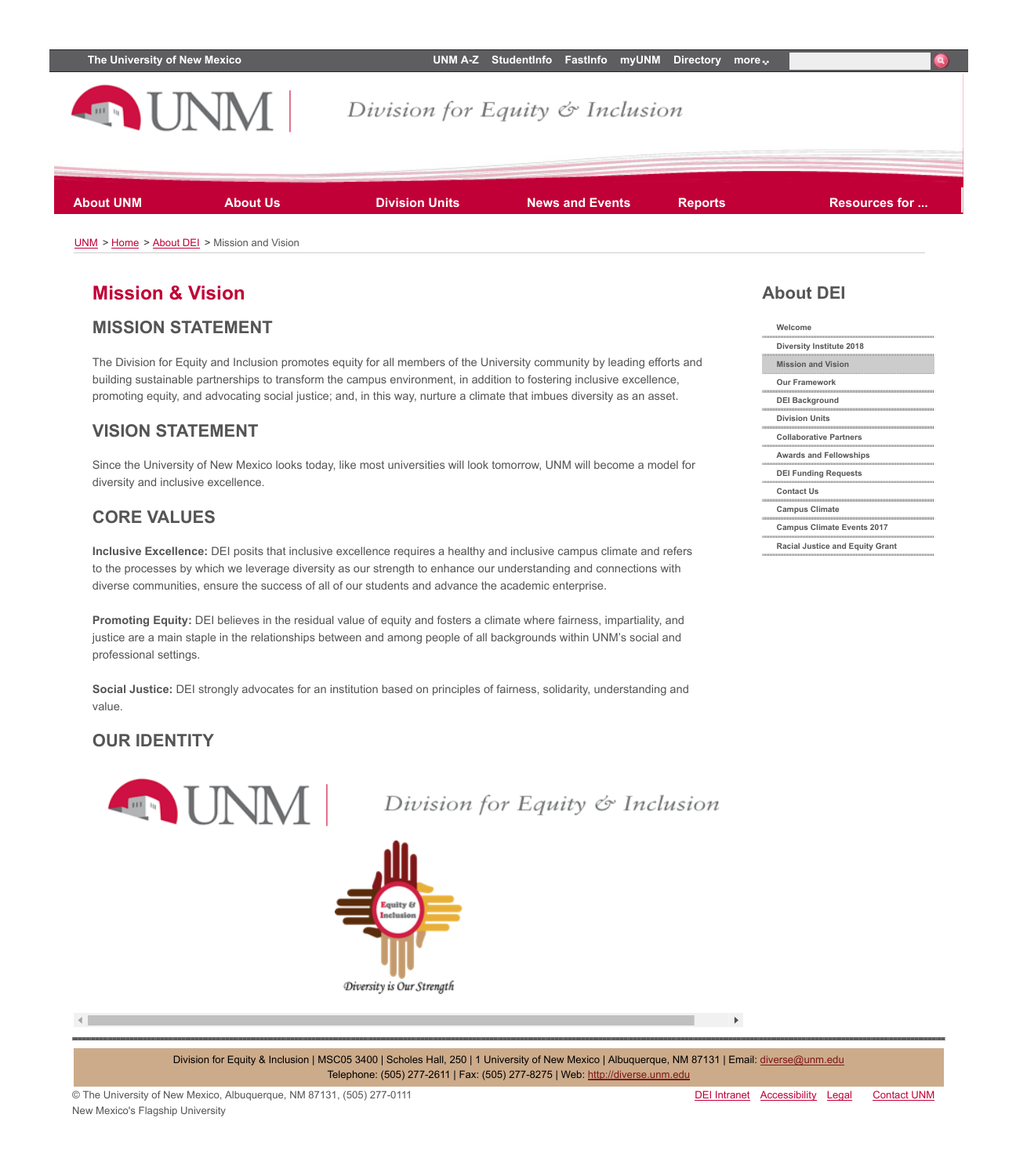The University of New Mexico | UNM A-Z | StudentInfo | FastInfo | myUNM | Directory | more

UNM | Division for Equity & Inclusion

About UNM | About Us | Division Units | News and Events | Reports | Resources for ...

UNM > Home > About DEI > Mission and Vision

# Mission & Vision

## MISSION STATEMENT

The Division for Equity and Inclusion promotes equity for all members of the University community by leading efforts and building sustainable partnerships to transform the campus environment, in addition to fostering inclusive excellence, promoting equity, and advocating social justice; and, in this way, nurture a climate that imbues diversity as an asset.

## VISION STATEMENT

Since the University of New Mexico looks today, like most universities will look tomorrow, UNM will become a model for diversity and inclusive excellence.

## CORE VALUES

**Inclusive Excellence:** DEI posits that inclusive excellence requires a healthy and inclusive campus climate and refers to the processes by which we leverage diversity as our strength to enhance our understanding and connections with diverse communities, ensure the success of all of our students and advance the academic enterprise.

**Promoting Equity:** DEI believes in the residual value of equity and fosters a climate where fairness, impartiality, and justice are a main staple in the relationships between and among people of all backgrounds within UNM's social and professional settings.

**Social Justice:** DEI strongly advocates for an institution based on principles of fairness, solidarity, understanding and value.

## OUR IDENTITY

UNM | Division for Equity & Inclusion

Equity & Inclusion

*Diversity is Our Strength*

## About DEI

- Welcome
- Diversity Institute 2018
- Mission and Vision
- Our Framework
- DEI Background
- Division Units
- Collaborative Partners
- Awards and Fellowships
- DEI Funding Requests
- Contact Us
- Campus Climate
- Campus Climate Events 2017
- Racial Justice and Equity Grant

Division for Equity & Inclusion | MSC05 3400 | Scholes Hall, 250 | 1 University of New Mexico | Albuquerque, NM 87131 | Email: diverse@unm.edu
Telephone: (505) 277-2611 | Fax: (505) 277-8275 | Web: http://diverse.unm.edu

© The University of New Mexico, Albuquerque, NM 87131, (505) 277-0111
New Mexico's Flagship University

DEI Intranet | Accessibility | Legal | Contact UNM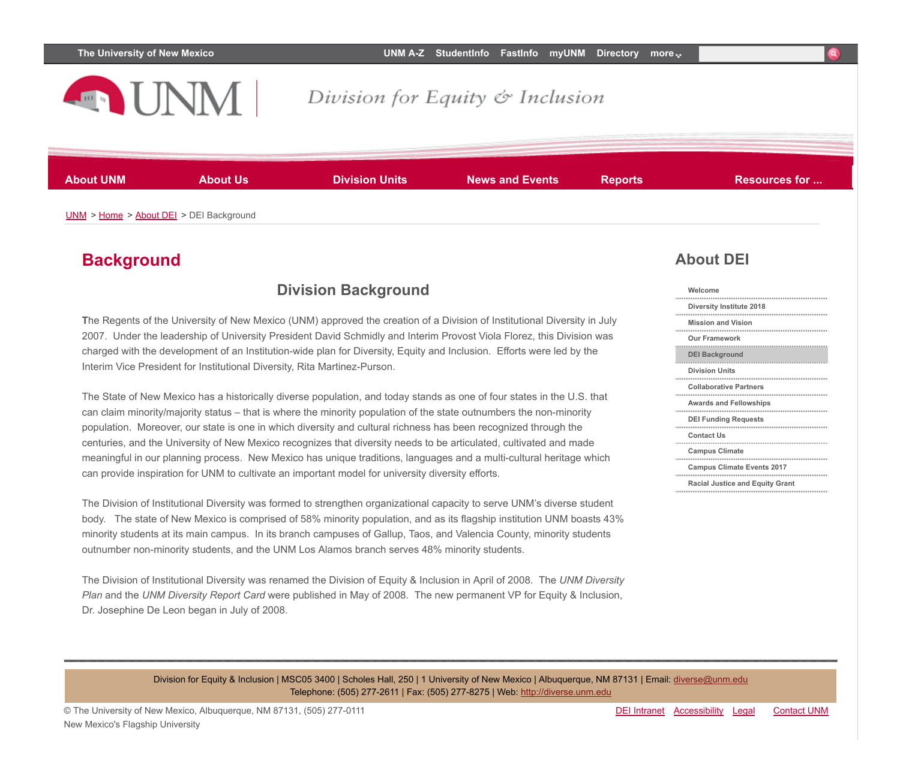The University of New Mexico

UNM A-Z | StudentInfo | FastInfo | myUNM | Directory | more

UNM | Division for Equity & Inclusion

About UNM | About Us | Division Units | News and Events | Reports | Resources for ...

UNM > Home > About DEI > DEI Background

# Background

## Division Background

The Regents of the University of New Mexico (UNM) approved the creation of a Division of Institutional Diversity in July 2007. Under the leadership of University President David Schmidly and Interim Provost Viola Florez, this Division was charged with the development of an Institution-wide plan for Diversity, Equity and Inclusion. Efforts were led by the Interim Vice President for Institutional Diversity, Rita Martinez-Purson.

The State of New Mexico has a historically diverse population, and today stands as one of four states in the U.S. that can claim minority/majority status – that is where the minority population of the state outnumbers the non-minority population. Moreover, our state is one in which diversity and cultural richness has been recognized through the centuries, and the University of New Mexico recognizes that diversity needs to be articulated, cultivated and made meaningful in our planning process. New Mexico has unique traditions, languages and a multi-cultural heritage which can provide inspiration for UNM to cultivate an important model for university diversity efforts.

The Division of Institutional Diversity was formed to strengthen organizational capacity to serve UNM's diverse student body. The state of New Mexico is comprised of 58% minority population, and as its flagship institution UNM boasts 43% minority students at its main campus. In its branch campuses of Gallup, Taos, and Valencia County, minority students outnumber non-minority students, and the UNM Los Alamos branch serves 48% minority students.

The Division of Institutional Diversity was renamed the Division of Equity & Inclusion in April of 2008. The *UNM Diversity Plan* and the *UNM Diversity Report Card* were published in May of 2008. The new permanent VP for Equity & Inclusion, Dr. Josephine De Leon began in July of 2008.

## About DEI

- Welcome
- Diversity Institute 2018
- Mission and Vision
- Our Framework
- DEI Background
- Division Units
- Collaborative Partners
- Awards and Fellowships
- DEI Funding Requests
- Contact Us
- Campus Climate
- Campus Climate Events 2017
- Racial Justice and Equity Grant

Division for Equity & Inclusion | MSC05 3400 | Scholes Hall, 250 | 1 University of New Mexico | Albuquerque, NM 87131 | Email: diverse@unm.edu
Telephone: (505) 277-2611 | Fax: (505) 277-8275 | Web: http://diverse.unm.edu

© The University of New Mexico, Albuquerque, NM 87131, (505) 277-0111
New Mexico's Flagship University

DEI Intranet | Accessibility | Legal | Contact UNM